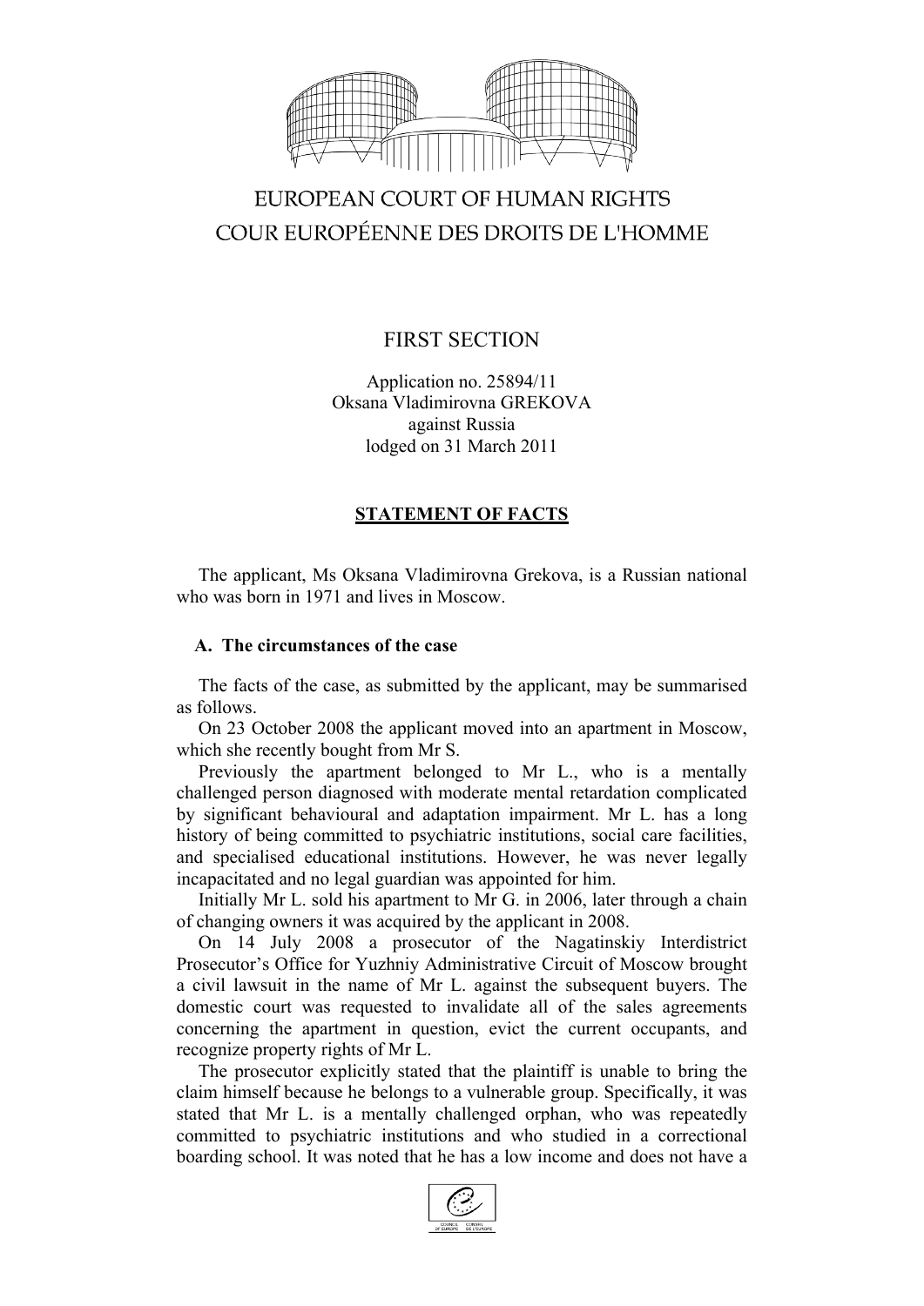EUROPEAN COURT OF HUMAN RIGHTS
COUR EUROPÉENNE DES DROITS DE L'HOMME

FIRST SECTION

Application no. 25894/11
Oksana Vladimirovna GREKOVA
against Russia
lodged on 31 March 2011

**STATEMENT OF FACTS**

The applicant, Ms Oksana Vladimirovna Grekova, is a Russian national who was born in 1971 and lives in Moscow.

## A. The circumstances of the case

The facts of the case, as submitted by the applicant, may be summarised as follows.

On 23 October 2008 the applicant moved into an apartment in Moscow, which she recently bought from Mr S.

Previously the apartment belonged to Mr L., who is a mentally challenged person diagnosed with moderate mental retardation complicated by significant behavioural and adaptation impairment. Mr L. has a long history of being committed to psychiatric institutions, social care facilities, and specialised educational institutions. However, he was never legally incapacitated and no legal guardian was appointed for him.

Initially Mr L. sold his apartment to Mr G. in 2006, later through a chain of changing owners it was acquired by the applicant in 2008.

On 14 July 2008 a prosecutor of the Nagatinskiy Interdistrict Prosecutor's Office for Yuzhniy Administrative Circuit of Moscow brought a civil lawsuit in the name of Mr L. against the subsequent buyers. The domestic court was requested to invalidate all of the sales agreements concerning the apartment in question, evict the current occupants, and recognize property rights of Mr L.

The prosecutor explicitly stated that the plaintiff is unable to bring the claim himself because he belongs to a vulnerable group. Specifically, it was stated that Mr L. is a mentally challenged orphan, who was repeatedly committed to psychiatric institutions and who studied in a correctional boarding school. It was noted that he has a low income and does not have a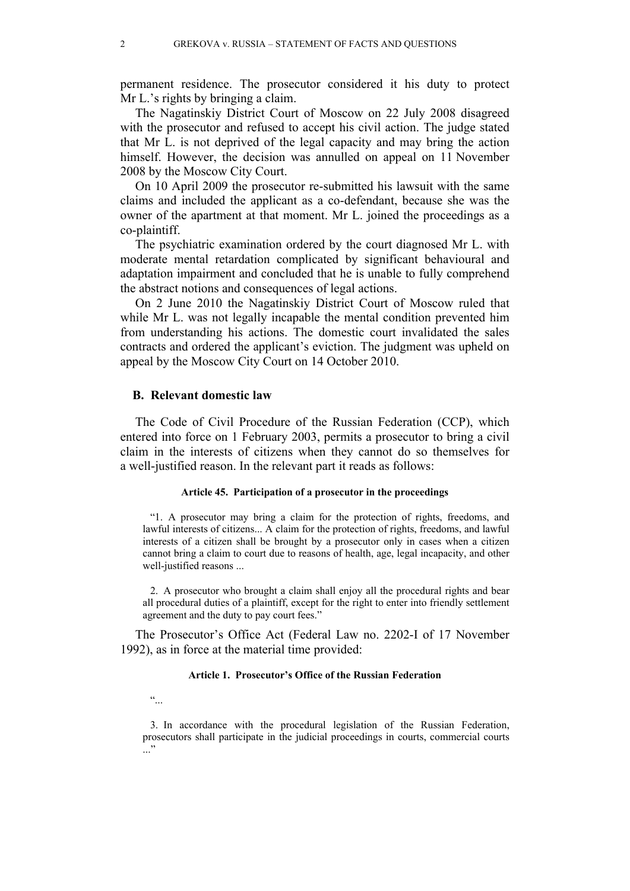permanent residence. The prosecutor considered it his duty to protect Mr L.'s rights by bringing a claim.

The Nagatinskiy District Court of Moscow on 22 July 2008 disagreed with the prosecutor and refused to accept his civil action. The judge stated that Mr L. is not deprived of the legal capacity and may bring the action himself. However, the decision was annulled on appeal on 11 November 2008 by the Moscow City Court.

On 10 April 2009 the prosecutor re-submitted his lawsuit with the same claims and included the applicant as a co-defendant, because she was the owner of the apartment at that moment. Mr L. joined the proceedings as a co-plaintiff.

The psychiatric examination ordered by the court diagnosed Mr L. with moderate mental retardation complicated by significant behavioural and adaptation impairment and concluded that he is unable to fully comprehend the abstract notions and consequences of legal actions.

On 2 June 2010 the Nagatinskiy District Court of Moscow ruled that while Mr L. was not legally incapable the mental condition prevented him from understanding his actions. The domestic court invalidated the sales contracts and ordered the applicant's eviction. The judgment was upheld on appeal by the Moscow City Court on 14 October 2010.

## B. Relevant domestic law

The Code of Civil Procedure of the Russian Federation (CCP), which entered into force on 1 February 2003, permits a prosecutor to bring a civil claim in the interests of citizens when they cannot do so themselves for a well-justified reason. In the relevant part it reads as follows:

**Article 45. Participation of a prosecutor in the proceedings**

> "1. A prosecutor may bring a claim for the protection of rights, freedoms, and lawful interests of citizens... A claim for the protection of rights, freedoms, and lawful interests of a citizen shall be brought by a prosecutor only in cases when a citizen cannot bring a claim to court due to reasons of health, age, legal incapacity, and other well-justified reasons ...
>
> 2. A prosecutor who brought a claim shall enjoy all the procedural rights and bear all procedural duties of a plaintiff, except for the right to enter into friendly settlement agreement and the duty to pay court fees."

The Prosecutor's Office Act (Federal Law no. 2202-I of 17 November 1992), as in force at the material time provided:

**Article 1. Prosecutor's Office of the Russian Federation**

> "...
>
> 3. In accordance with the procedural legislation of the Russian Federation, prosecutors shall participate in the judicial proceedings in courts, commercial courts ..."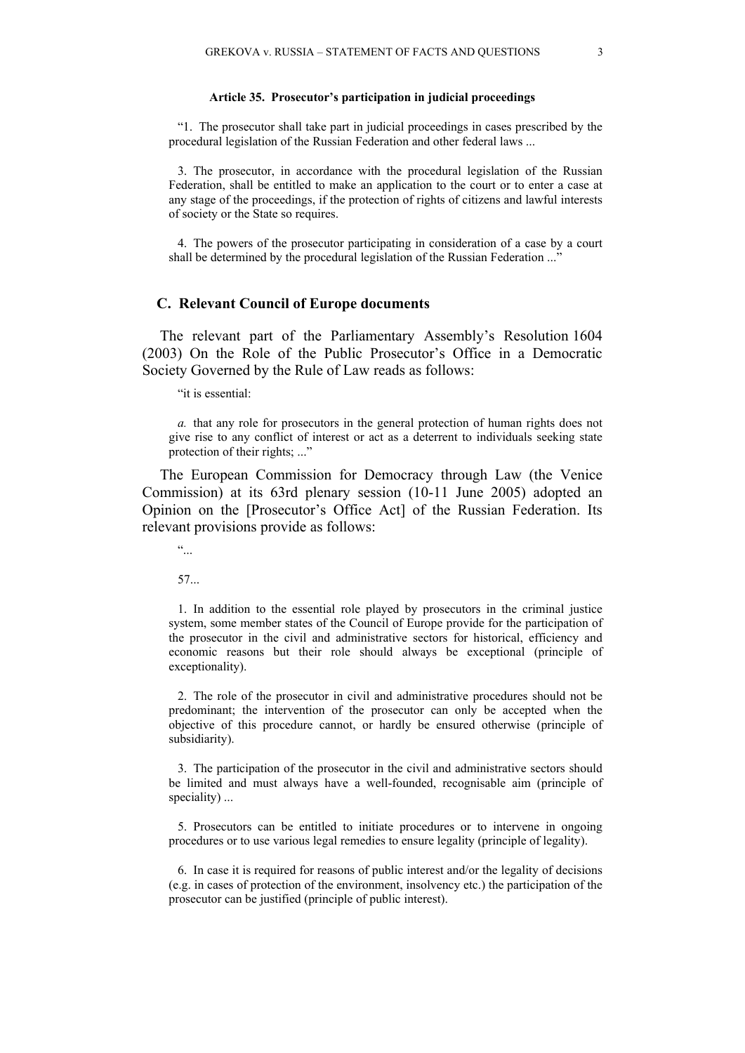#### Article 35. Prosecutor's participation in judicial proceedings

> "1. The prosecutor shall take part in judicial proceedings in cases prescribed by the procedural legislation of the Russian Federation and other federal laws ...
>
> 3. The prosecutor, in accordance with the procedural legislation of the Russian Federation, shall be entitled to make an application to the court or to enter a case at any stage of the proceedings, if the protection of rights of citizens and lawful interests of society or the State so requires.
>
> 4. The powers of the prosecutor participating in consideration of a case by a court shall be determined by the procedural legislation of the Russian Federation ..."

### C. Relevant Council of Europe documents

The relevant part of the Parliamentary Assembly's Resolution 1604 (2003) On the Role of the Public Prosecutor's Office in a Democratic Society Governed by the Rule of Law reads as follows:

> "it is essential:
>
> *a.* that any role for prosecutors in the general protection of human rights does not give rise to any conflict of interest or act as a deterrent to individuals seeking state protection of their rights; ..."

The European Commission for Democracy through Law (the Venice Commission) at its 63rd plenary session (10-11 June 2005) adopted an Opinion on the [Prosecutor's Office Act] of the Russian Federation. Its relevant provisions provide as follows:

> "...
>
> 57...
>
> 1. In addition to the essential role played by prosecutors in the criminal justice system, some member states of the Council of Europe provide for the participation of the prosecutor in the civil and administrative sectors for historical, efficiency and economic reasons but their role should always be exceptional (principle of exceptionality).
>
> 2. The role of the prosecutor in civil and administrative procedures should not be predominant; the intervention of the prosecutor can only be accepted when the objective of this procedure cannot, or hardly be ensured otherwise (principle of subsidiarity).
>
> 3. The participation of the prosecutor in the civil and administrative sectors should be limited and must always have a well-founded, recognisable aim (principle of speciality) ...
>
> 5. Prosecutors can be entitled to initiate procedures or to intervene in ongoing procedures or to use various legal remedies to ensure legality (principle of legality).
>
> 6. In case it is required for reasons of public interest and/or the legality of decisions (e.g. in cases of protection of the environment, insolvency etc.) the participation of the prosecutor can be justified (principle of public interest).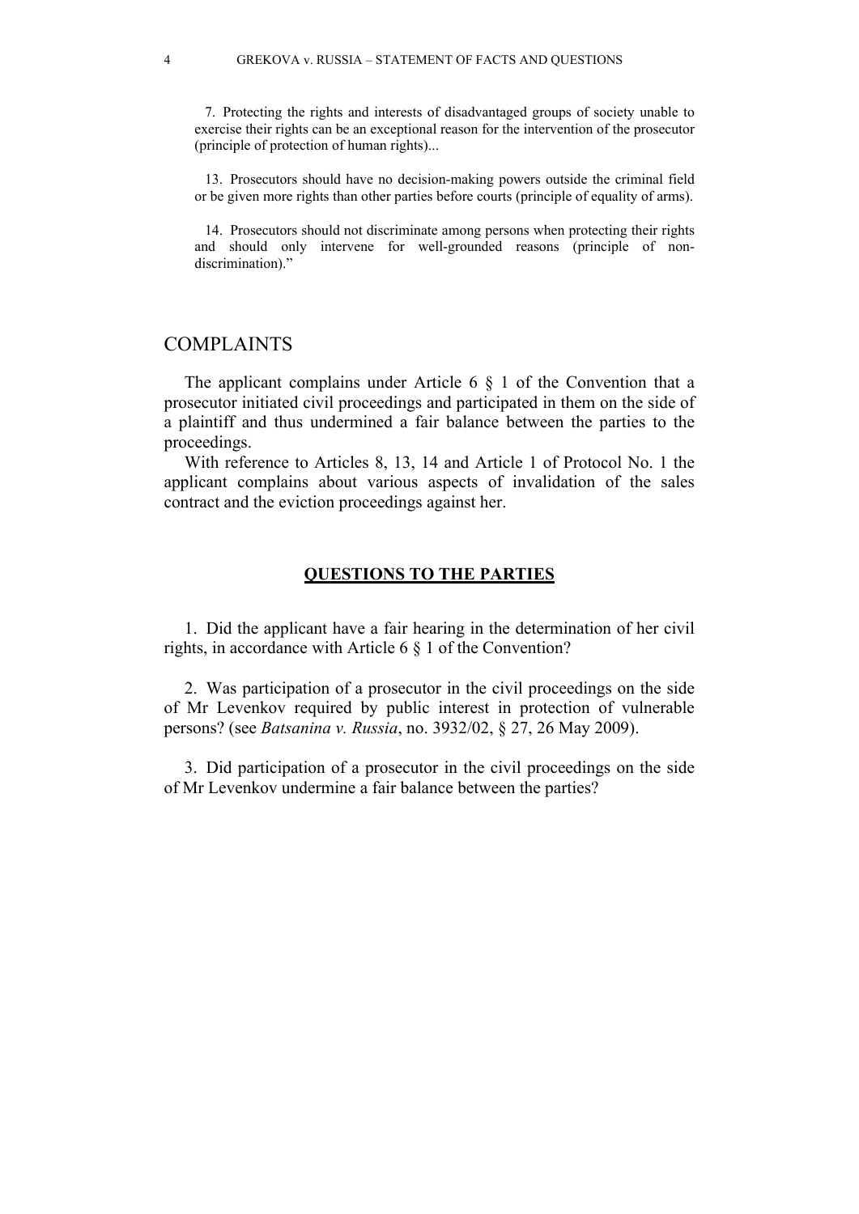7. Protecting the rights and interests of disadvantaged groups of society unable to exercise their rights can be an exceptional reason for the intervention of the prosecutor (principle of protection of human rights)...

13. Prosecutors should have no decision-making powers outside the criminal field or be given more rights than other parties before courts (principle of equality of arms).

14. Prosecutors should not discriminate among persons when protecting their rights and should only intervene for well-grounded reasons (principle of non-discrimination)."

## COMPLAINTS

The applicant complains under Article 6 § 1 of the Convention that a prosecutor initiated civil proceedings and participated in them on the side of a plaintiff and thus undermined a fair balance between the parties to the proceedings.

With reference to Articles 8, 13, 14 and Article 1 of Protocol No. 1 the applicant complains about various aspects of invalidation of the sales contract and the eviction proceedings against her.

## QUESTIONS TO THE PARTIES

1. Did the applicant have a fair hearing in the determination of her civil rights, in accordance with Article 6 § 1 of the Convention?

2. Was participation of a prosecutor in the civil proceedings on the side of Mr Levenkov required by public interest in protection of vulnerable persons? (see *Batsanina v. Russia*, no. 3932/02, § 27, 26 May 2009).

3. Did participation of a prosecutor in the civil proceedings on the side of Mr Levenkov undermine a fair balance between the parties?